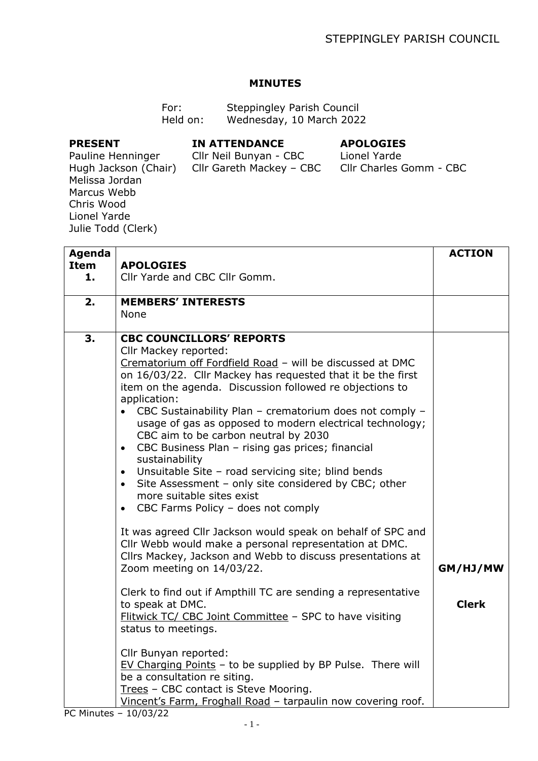# MINUTES

For: Steppingley Parish Council
Held on: Wednesday, 10 March 2022

| PRESENT | IN ATTENDANCE | APOLOGIES |
|---|---|---|
| Pauline Henninger | Cllr Neil Bunyan - CBC | Lionel Yarde |
| Hugh Jackson (Chair) | Cllr Gareth Mackey – CBC | Cllr Charles Gomm - CBC |
| Melissa Jordan | | |
| Marcus Webb | | |
| Chris Wood | | |
| Lionel Yarde | | |
| Julie Todd (Clerk) | | |

| Agenda Item | | ACTION |
|---|---|---|
| 1. | **APOLOGIES**<br>Cllr Yarde and CBC Cllr Gomm. | |
| 2. | **MEMBERS' INTERESTS**<br>None | |
| 3. | **CBC COUNCILLORS' REPORTS**<br>Cllr Mackey reported:<br>Crematorium off Fordfield Road – will be discussed at DMC on 16/03/22. Cllr Mackey has requested that it be the first item on the agenda. Discussion followed re objections to application:<br>• CBC Sustainability Plan – crematorium does not comply – usage of gas as opposed to modern electrical technology; CBC aim to be carbon neutral by 2030<br>• CBC Business Plan – rising gas prices; financial sustainability<br>• Unsuitable Site – road servicing site; blind bends<br>• Site Assessment – only site considered by CBC; other more suitable sites exist<br>• CBC Farms Policy – does not comply<br><br>It was agreed Cllr Jackson would speak on behalf of SPC and Cllr Webb would make a personal representation at DMC. Cllrs Mackey, Jackson and Webb to discuss presentations at Zoom meeting on 14/03/22. | **GM/HJ/MW** |
| | Clerk to find out if Ampthill TC are sending a representative to speak at DMC.<br>Flitwick TC/ CBC Joint Committee – SPC to have visiting status to meetings. | **Clerk** |
| | Cllr Bunyan reported:<br>EV Charging Points – to be supplied by BP Pulse. There will be a consultation re siting.<br>Trees – CBC contact is Steve Mooring.<br>Vincent's Farm, Froghall Road – tarpaulin now covering roof. | |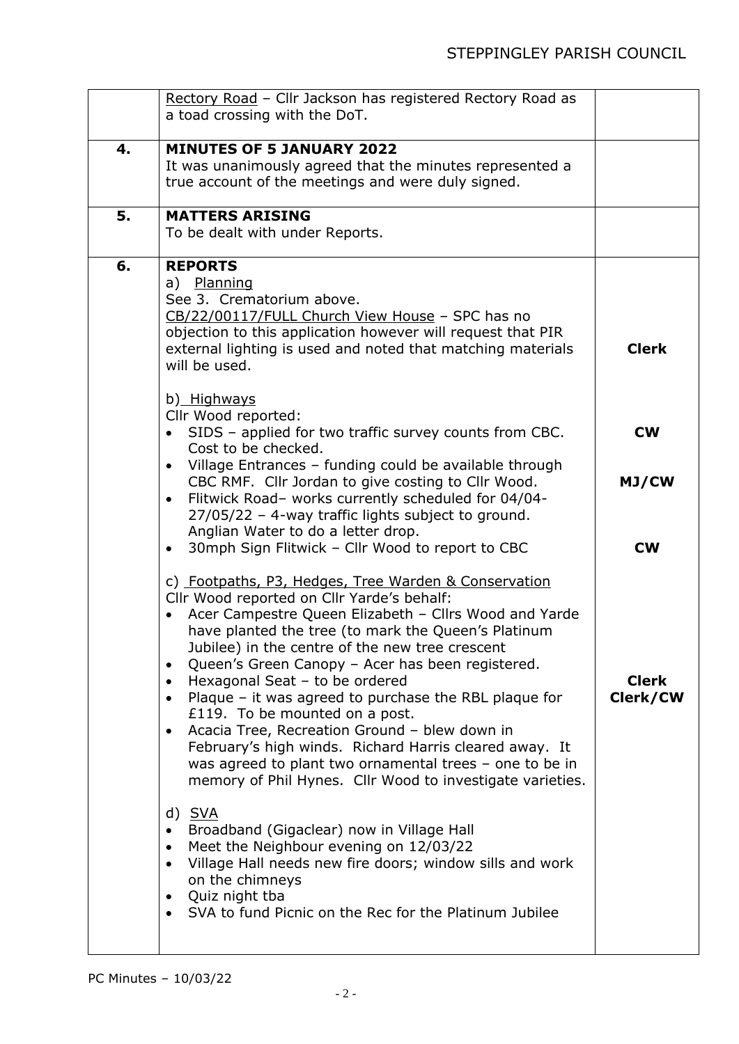| | | |
|---|---|---|
| | Rectory Road – Cllr Jackson has registered Rectory Road as a toad crossing with the DoT. | |
| **4.** | **MINUTES OF 5 JANUARY 2022**<br>It was unanimously agreed that the minutes represented a true account of the meetings and were duly signed. | |
| **5.** | **MATTERS ARISING**<br>To be dealt with under Reports. | |
| **6.** | **REPORTS**<br>a) Planning<br>See 3. Crematorium above.<br>CB/22/00117/FULL Church View House – SPC has no objection to this application however will request that PIR external lighting is used and noted that matching materials will be used.<br><br>b) Highways<br>Cllr Wood reported:<br>• SIDS – applied for two traffic survey counts from CBC. Cost to be checked.<br>• Village Entrances – funding could be available through CBC RMF. Cllr Jordan to give costing to Cllr Wood.<br>• Flitwick Road– works currently scheduled for 04/04-27/05/22 – 4-way traffic lights subject to ground. Anglian Water to do a letter drop.<br>• 30mph Sign Flitwick – Cllr Wood to report to CBC<br><br>c) Footpaths, P3, Hedges, Tree Warden & Conservation<br>Cllr Wood reported on Cllr Yarde's behalf:<br>• Acer Campestre Queen Elizabeth – Cllrs Wood and Yarde have planted the tree (to mark the Queen's Platinum Jubilee) in the centre of the new tree crescent<br>• Queen's Green Canopy – Acer has been registered.<br>• Hexagonal Seat – to be ordered<br>• Plaque – it was agreed to purchase the RBL plaque for £119. To be mounted on a post.<br>• Acacia Tree, Recreation Ground – blew down in February's high winds. Richard Harris cleared away. It was agreed to plant two ornamental trees – one to be in memory of Phil Hynes. Cllr Wood to investigate varieties.<br><br>d) SVA<br>• Broadband (Gigaclear) now in Village Hall<br>• Meet the Neighbour evening on 12/03/22<br>• Village Hall needs new fire doors; window sills and work on the chimneys<br>• Quiz night tba<br>• SVA to fund Picnic on the Rec for the Platinum Jubilee | **Clerk**<br><br>**CW**<br><br>**MJ/CW**<br><br>**CW**<br><br>**Clerk**<br>**Clerk/CW** |

PC Minutes – 10/03/22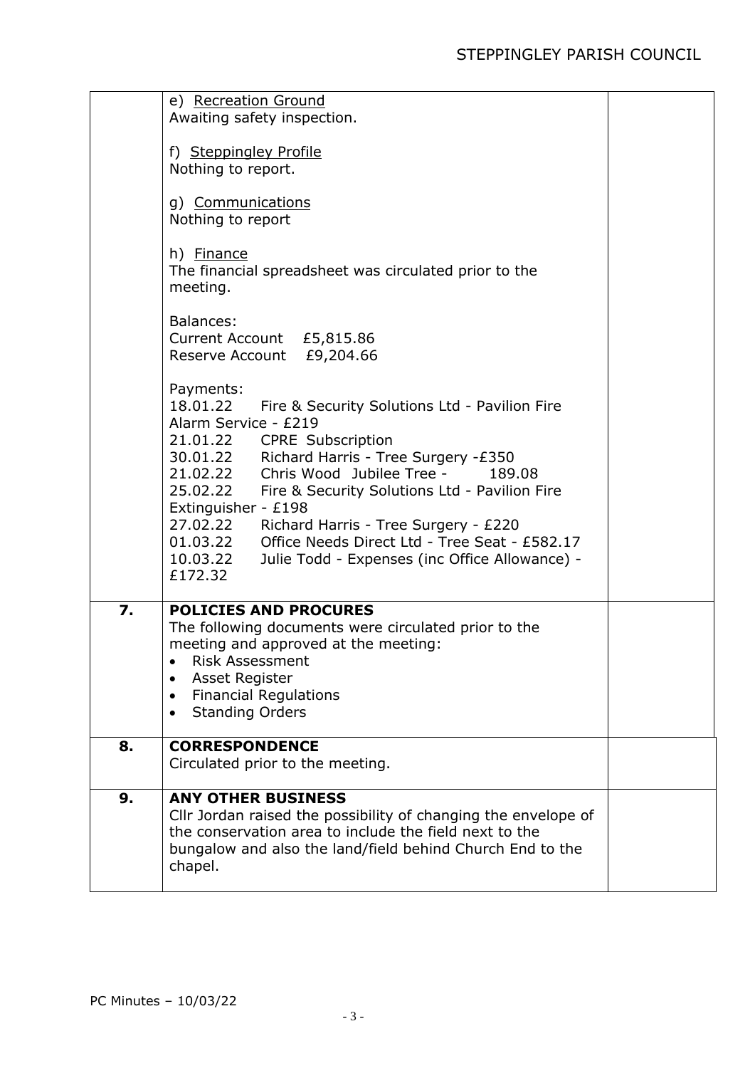| | | |
|---|---|---|
| | e) <u>Recreation Ground</u><br>Awaiting safety inspection.<br><br>f) <u>Steppingley Profile</u><br>Nothing to report.<br><br>g) <u>Communications</u><br>Nothing to report<br><br>h) <u>Finance</u><br>The financial spreadsheet was circulated prior to the meeting.<br><br>Balances:<br>Current Account £5,815.86<br>Reserve Account £9,204.66<br><br>Payments:<br>18.01.22 Fire & Security Solutions Ltd - Pavilion Fire Alarm Service - £219<br>21.01.22 CPRE Subscription<br>30.01.22 Richard Harris - Tree Surgery -£350<br>21.02.22 Chris Wood Jubilee Tree - 189.08<br>25.02.22 Fire & Security Solutions Ltd - Pavilion Fire Extinguisher - £198<br>27.02.22 Richard Harris - Tree Surgery - £220<br>01.03.22 Office Needs Direct Ltd - Tree Seat - £582.17<br>10.03.22 Julie Todd - Expenses (inc Office Allowance) - £172.32 | |
| **7.** | **POLICIES AND PROCURES**<br>The following documents were circulated prior to the meeting and approved at the meeting:<br>• Risk Assessment<br>• Asset Register<br>• Financial Regulations<br>• Standing Orders | |
| **8.** | **CORRESPONDENCE**<br>Circulated prior to the meeting. | |
| **9.** | **ANY OTHER BUSINESS**<br>Cllr Jordan raised the possibility of changing the envelope of the conservation area to include the field next to the bungalow and also the land/field behind Church End to the chapel. | |

PC Minutes – 10/03/22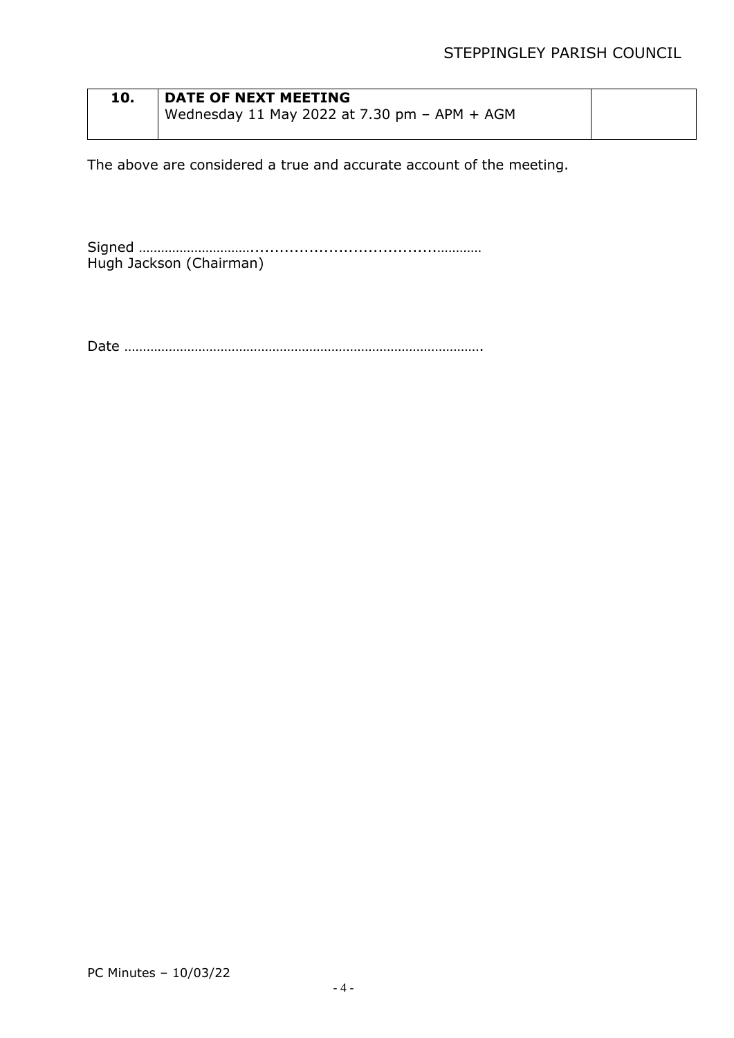| | | |
|---|---|---|
| **10.** | **DATE OF NEXT MEETING**<br>Wednesday 11 May 2022 at 7.30 pm – APM + AGM | |

The above are considered a true and accurate account of the meeting.

Signed …………………………...............................................…………
Hugh Jackson (Chairman)

Date …………………………………………………………………………………….